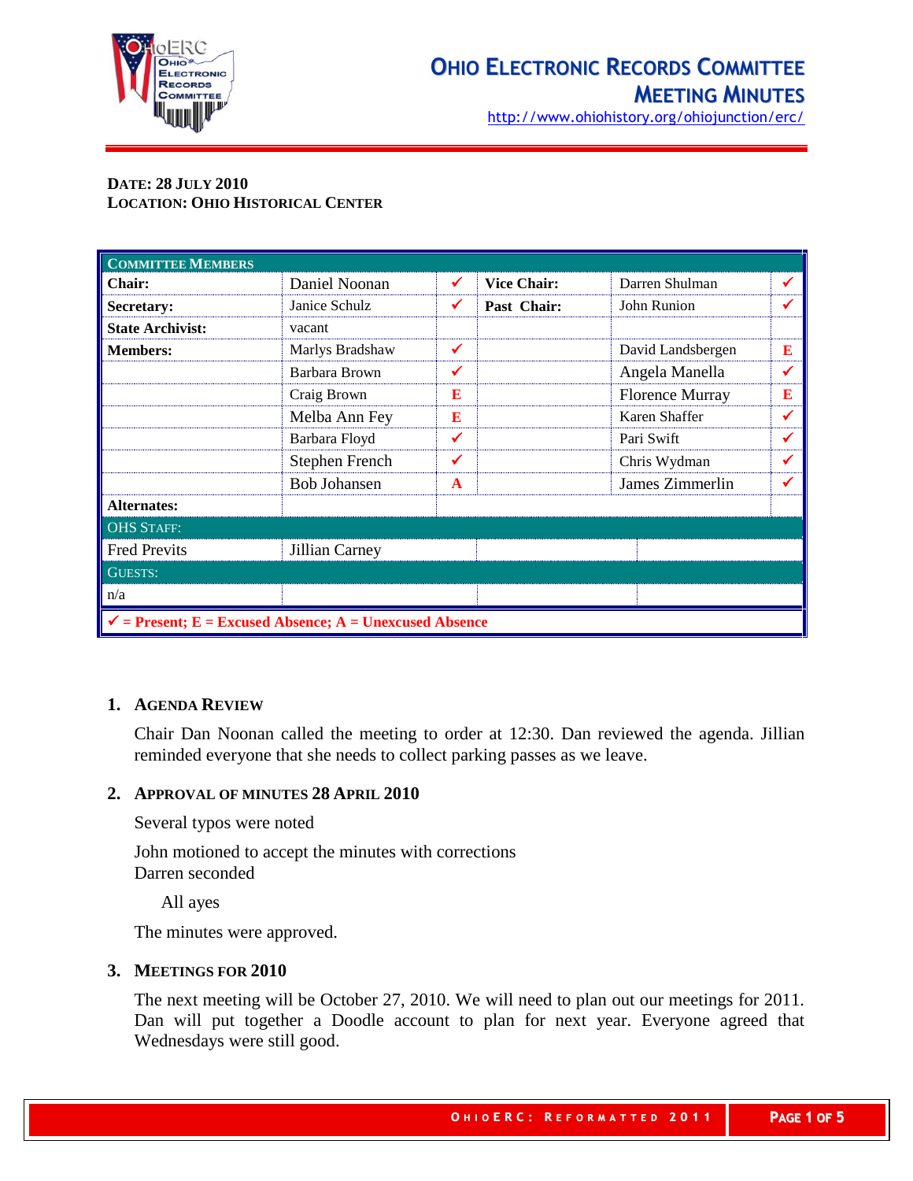# Ohio Electronic Records Committee Meeting Minutes

http://www.ohiohistory.org/ohiojunction/erc/

**DATE: 28 JULY 2010**
**LOCATION: OHIO HISTORICAL CENTER**

| COMMITTEE MEMBERS | | | | | |
|---|---|---|---|---|---|
| **Chair:** | Daniel Noonan | ✓ | **Vice Chair:** | Darren Shulman | ✓ |
| **Secretary:** | Janice Schulz | ✓ | **Past Chair:** | John Runion | ✓ |
| **State Archivist:** | vacant | | | | |
| **Members:** | Marlys Bradshaw | ✓ | | David Landsbergen | E |
| | Barbara Brown | ✓ | | Angela Manella | ✓ |
| | Craig Brown | E | | Florence Murray | E |
| | Melba Ann Fey | E | | Karen Shaffer | ✓ |
| | Barbara Floyd | ✓ | | Pari Swift | ✓ |
| | Stephen French | ✓ | | Chris Wydman | ✓ |
| | Bob Johansen | A | | James Zimmerlin | ✓ |
| **Alternates:** | | | | | |
| OHS STAFF: | | | | | |
| Fred Previts | Jillian Carney | | | | |
| GUESTS: | | | | | |
| n/a | | | | | |

**✓ = Present; E = Excused Absence; A = Unexcused Absence**

## 1. AGENDA REVIEW

Chair Dan Noonan called the meeting to order at 12:30. Dan reviewed the agenda. Jillian reminded everyone that she needs to collect parking passes as we leave.

## 2. APPROVAL OF MINUTES 28 APRIL 2010

Several typos were noted

John motioned to accept the minutes with corrections
Darren seconded

All ayes

The minutes were approved.

## 3. MEETINGS FOR 2010

The next meeting will be October 27, 2010. We will need to plan out our meetings for 2011. Dan will put together a Doodle account to plan for next year. Everyone agreed that Wednesdays were still good.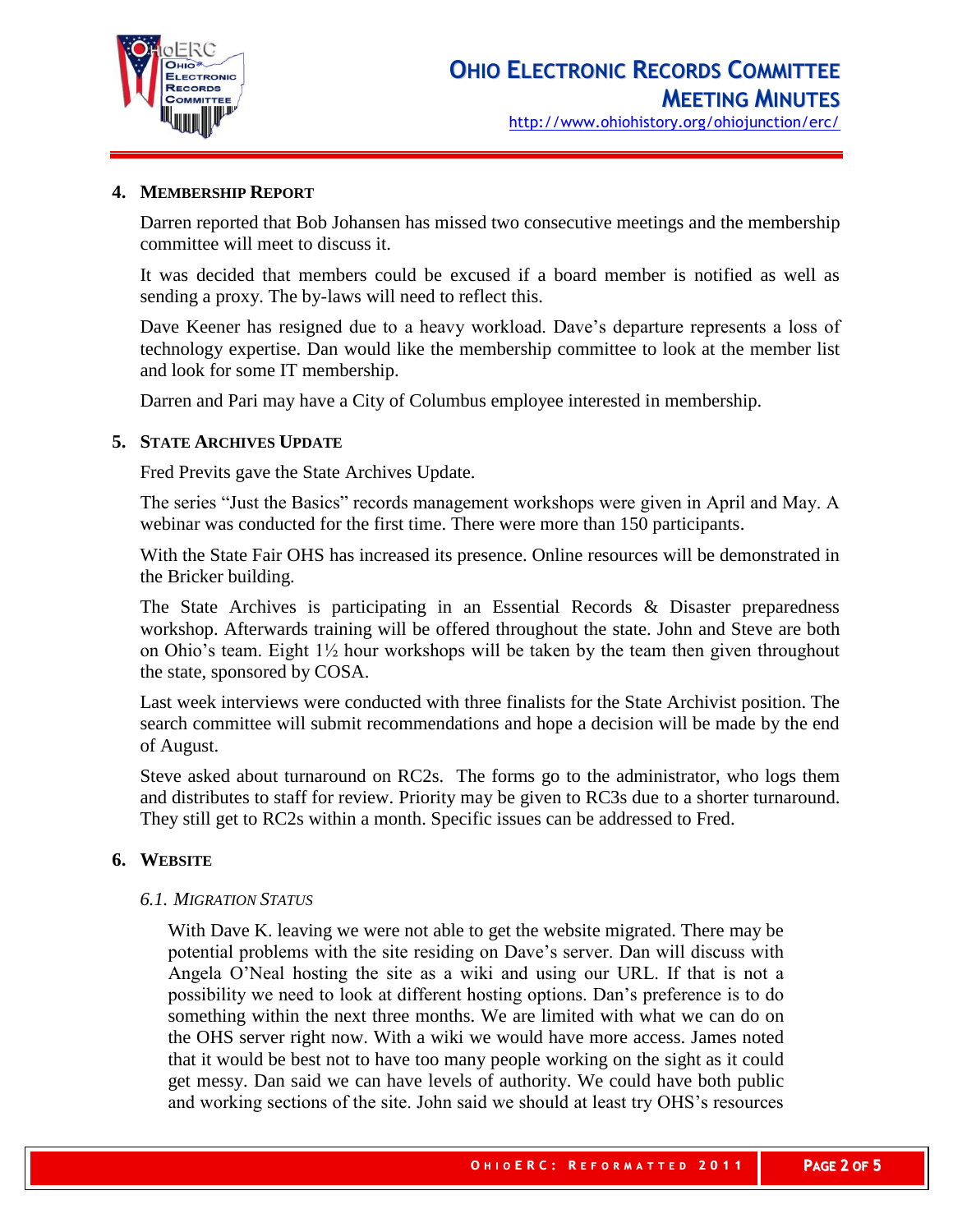## 4. Membership Report

Darren reported that Bob Johansen has missed two consecutive meetings and the membership committee will meet to discuss it.

It was decided that members could be excused if a board member is notified as well as sending a proxy. The by-laws will need to reflect this.

Dave Keener has resigned due to a heavy workload. Dave's departure represents a loss of technology expertise. Dan would like the membership committee to look at the member list and look for some IT membership.

Darren and Pari may have a City of Columbus employee interested in membership.

## 5. State Archives Update

Fred Previts gave the State Archives Update.

The series "Just the Basics" records management workshops were given in April and May. A webinar was conducted for the first time. There were more than 150 participants.

With the State Fair OHS has increased its presence. Online resources will be demonstrated in the Bricker building.

The State Archives is participating in an Essential Records & Disaster preparedness workshop. Afterwards training will be offered throughout the state. John and Steve are both on Ohio's team. Eight 1½ hour workshops will be taken by the team then given throughout the state, sponsored by COSA.

Last week interviews were conducted with three finalists for the State Archivist position. The search committee will submit recommendations and hope a decision will be made by the end of August.

Steve asked about turnaround on RC2s. The forms go to the administrator, who logs them and distributes to staff for review. Priority may be given to RC3s due to a shorter turnaround. They still get to RC2s within a month. Specific issues can be addressed to Fred.

## 6. Website

### *6.1. Migration Status*

With Dave K. leaving we were not able to get the website migrated. There may be potential problems with the site residing on Dave's server. Dan will discuss with Angela O'Neal hosting the site as a wiki and using our URL. If that is not a possibility we need to look at different hosting options. Dan's preference is to do something within the next three months. We are limited with what we can do on the OHS server right now. With a wiki we would have more access. James noted that it would be best not to have too many people working on the sight as it could get messy. Dan said we can have levels of authority. We could have both public and working sections of the site. John said we should at least try OHS's resources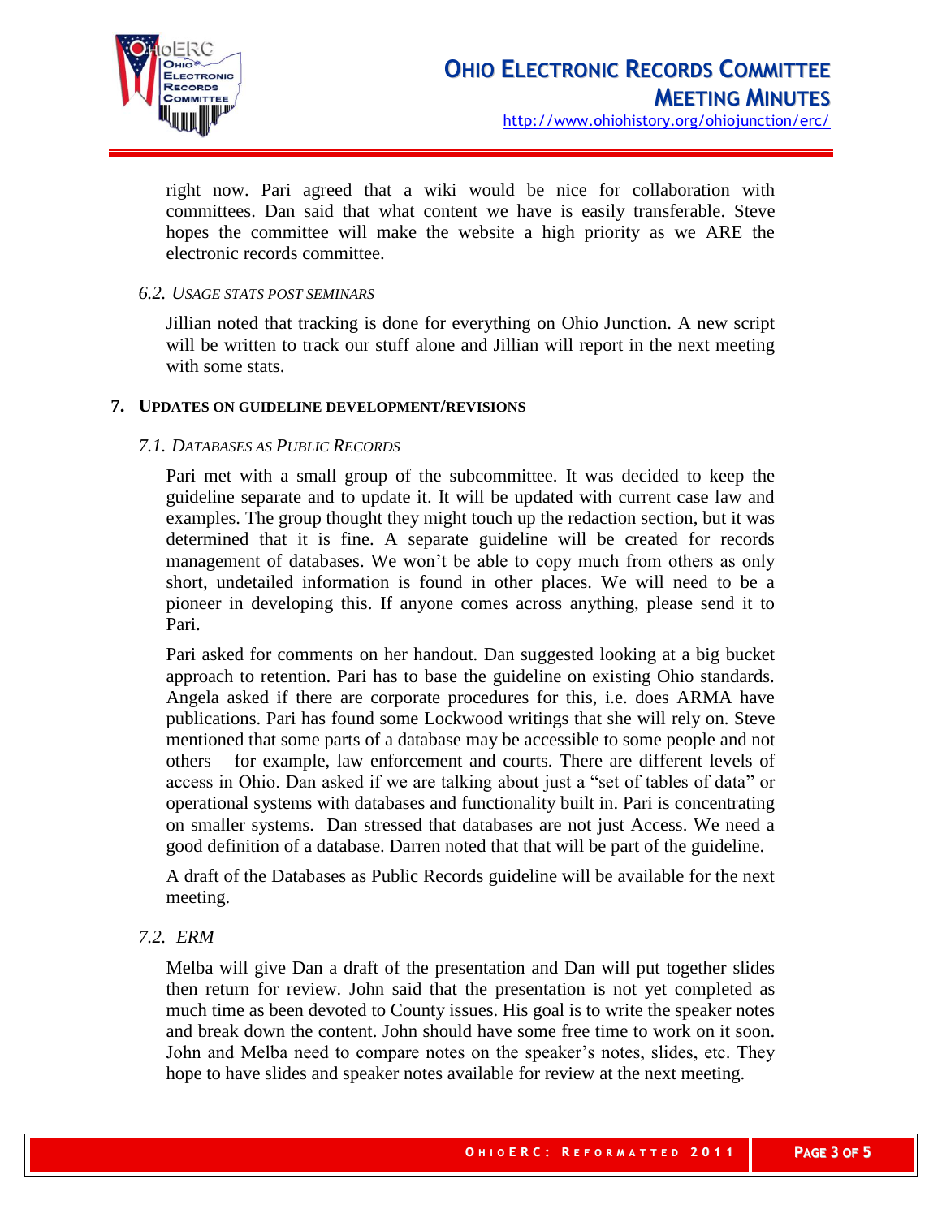right now. Pari agreed that a wiki would be nice for collaboration with committees. Dan said that what content we have is easily transferable. Steve hopes the committee will make the website a high priority as we ARE the electronic records committee.

### *6.2. Usage stats post seminars*

Jillian noted that tracking is done for everything on Ohio Junction. A new script will be written to track our stuff alone and Jillian will report in the next meeting with some stats.

## 7. Updates on guideline development/revisions

### *7.1. Databases as Public Records*

Pari met with a small group of the subcommittee. It was decided to keep the guideline separate and to update it. It will be updated with current case law and examples. The group thought they might touch up the redaction section, but it was determined that it is fine. A separate guideline will be created for records management of databases. We won't be able to copy much from others as only short, undetailed information is found in other places. We will need to be a pioneer in developing this. If anyone comes across anything, please send it to Pari.

Pari asked for comments on her handout. Dan suggested looking at a big bucket approach to retention. Pari has to base the guideline on existing Ohio standards. Angela asked if there are corporate procedures for this, i.e. does ARMA have publications. Pari has found some Lockwood writings that she will rely on. Steve mentioned that some parts of a database may be accessible to some people and not others – for example, law enforcement and courts. There are different levels of access in Ohio. Dan asked if we are talking about just a "set of tables of data" or operational systems with databases and functionality built in. Pari is concentrating on smaller systems. Dan stressed that databases are not just Access. We need a good definition of a database. Darren noted that that will be part of the guideline.

A draft of the Databases as Public Records guideline will be available for the next meeting.

### *7.2. ERM*

Melba will give Dan a draft of the presentation and Dan will put together slides then return for review. John said that the presentation is not yet completed as much time as been devoted to County issues. His goal is to write the speaker notes and break down the content. John should have some free time to work on it soon. John and Melba need to compare notes on the speaker's notes, slides, etc. They hope to have slides and speaker notes available for review at the next meeting.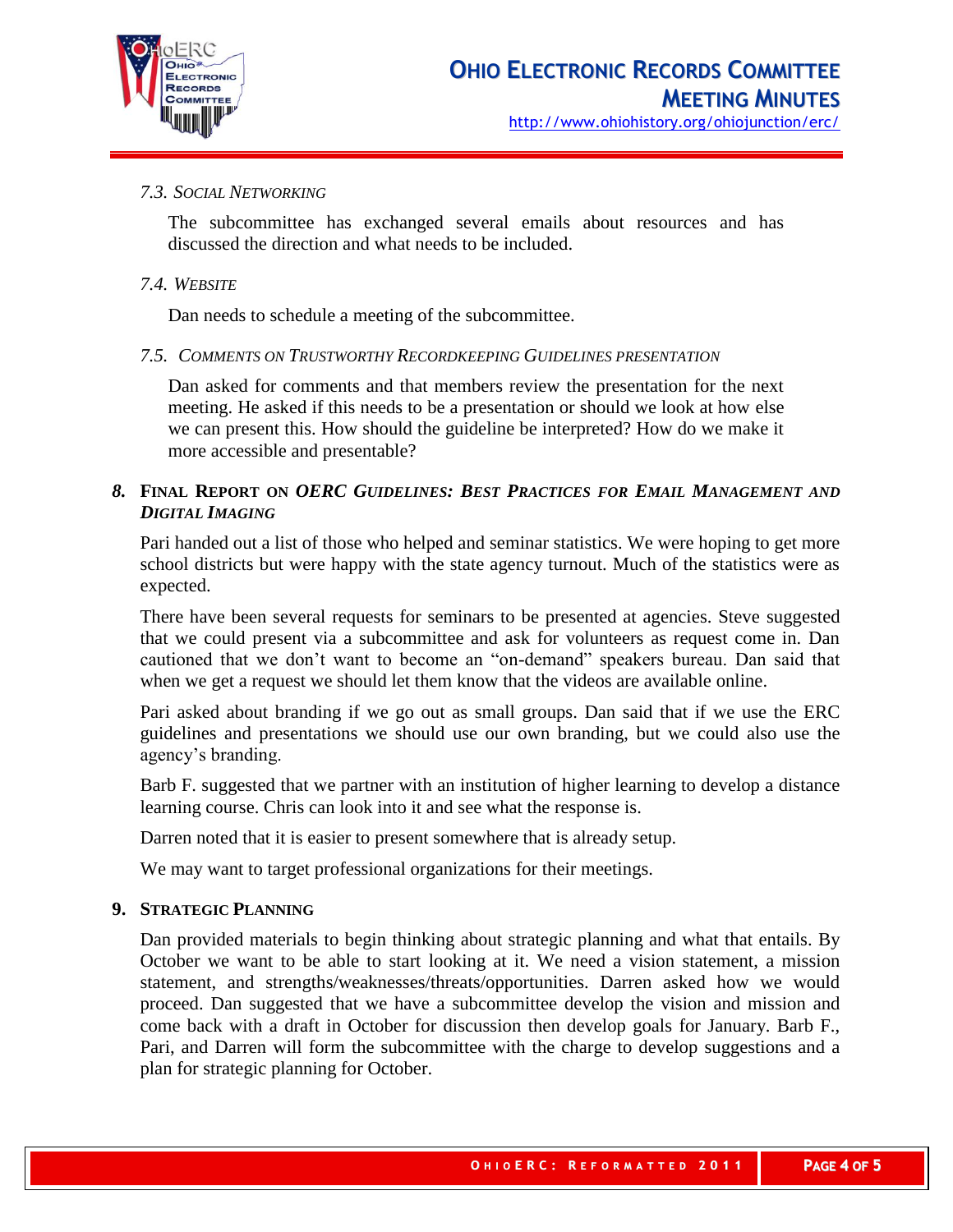### *7.3. Social Networking*

The subcommittee has exchanged several emails about resources and has discussed the direction and what needs to be included.

### *7.4. Website*

Dan needs to schedule a meeting of the subcommittee.

### *7.5. Comments on Trustworthy Recordkeeping Guidelines presentation*

Dan asked for comments and that members review the presentation for the next meeting. He asked if this needs to be a presentation or should we look at how else we can present this. How should the guideline be interpreted? How do we make it more accessible and presentable?

## *8.* **Final Report on *OERC Guidelines: Best Practices for Email Management and Digital Imaging***

Pari handed out a list of those who helped and seminar statistics. We were hoping to get more school districts but were happy with the state agency turnout. Much of the statistics were as expected.

There have been several requests for seminars to be presented at agencies. Steve suggested that we could present via a subcommittee and ask for volunteers as request come in. Dan cautioned that we don't want to become an "on-demand" speakers bureau. Dan said that when we get a request we should let them know that the videos are available online.

Pari asked about branding if we go out as small groups. Dan said that if we use the ERC guidelines and presentations we should use our own branding, but we could also use the agency's branding.

Barb F. suggested that we partner with an institution of higher learning to develop a distance learning course. Chris can look into it and see what the response is.

Darren noted that it is easier to present somewhere that is already setup.

We may want to target professional organizations for their meetings.

## 9. **Strategic Planning**

Dan provided materials to begin thinking about strategic planning and what that entails. By October we want to be able to start looking at it. We need a vision statement, a mission statement, and strengths/weaknesses/threats/opportunities. Darren asked how we would proceed. Dan suggested that we have a subcommittee develop the vision and mission and come back with a draft in October for discussion then develop goals for January. Barb F., Pari, and Darren will form the subcommittee with the charge to develop suggestions and a plan for strategic planning for October.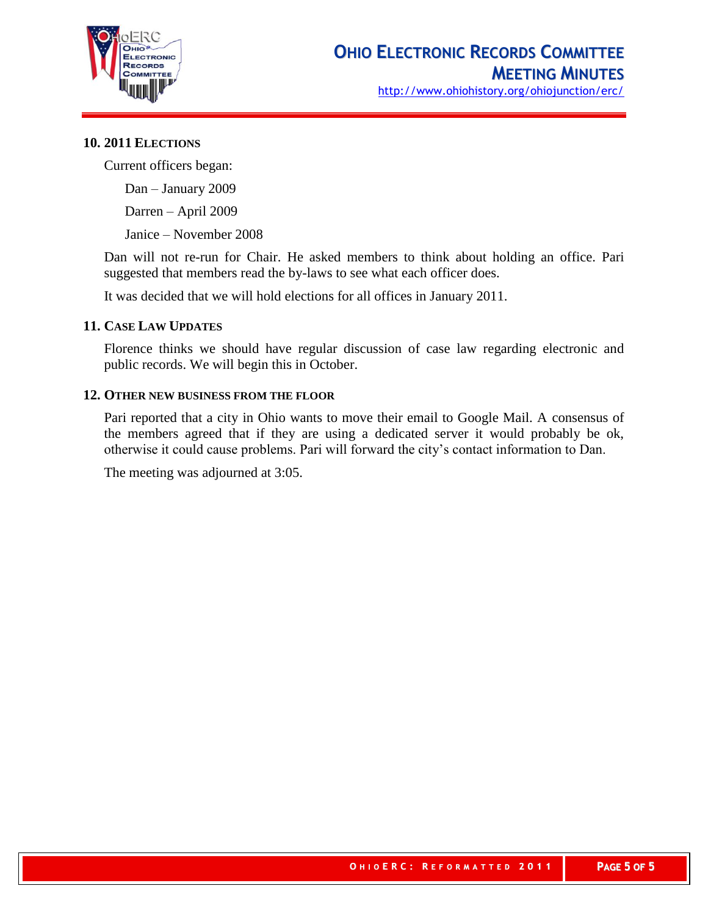### 10. 2011 Elections

Current officers began:

Dan – January 2009

Darren – April 2009

Janice – November 2008

Dan will not re-run for Chair. He asked members to think about holding an office. Pari suggested that members read the by-laws to see what each officer does.

It was decided that we will hold elections for all offices in January 2011.

### 11. Case Law Updates

Florence thinks we should have regular discussion of case law regarding electronic and public records. We will begin this in October.

### 12. Other new business from the floor

Pari reported that a city in Ohio wants to move their email to Google Mail. A consensus of the members agreed that if they are using a dedicated server it would probably be ok, otherwise it could cause problems. Pari will forward the city's contact information to Dan.

The meeting was adjourned at 3:05.